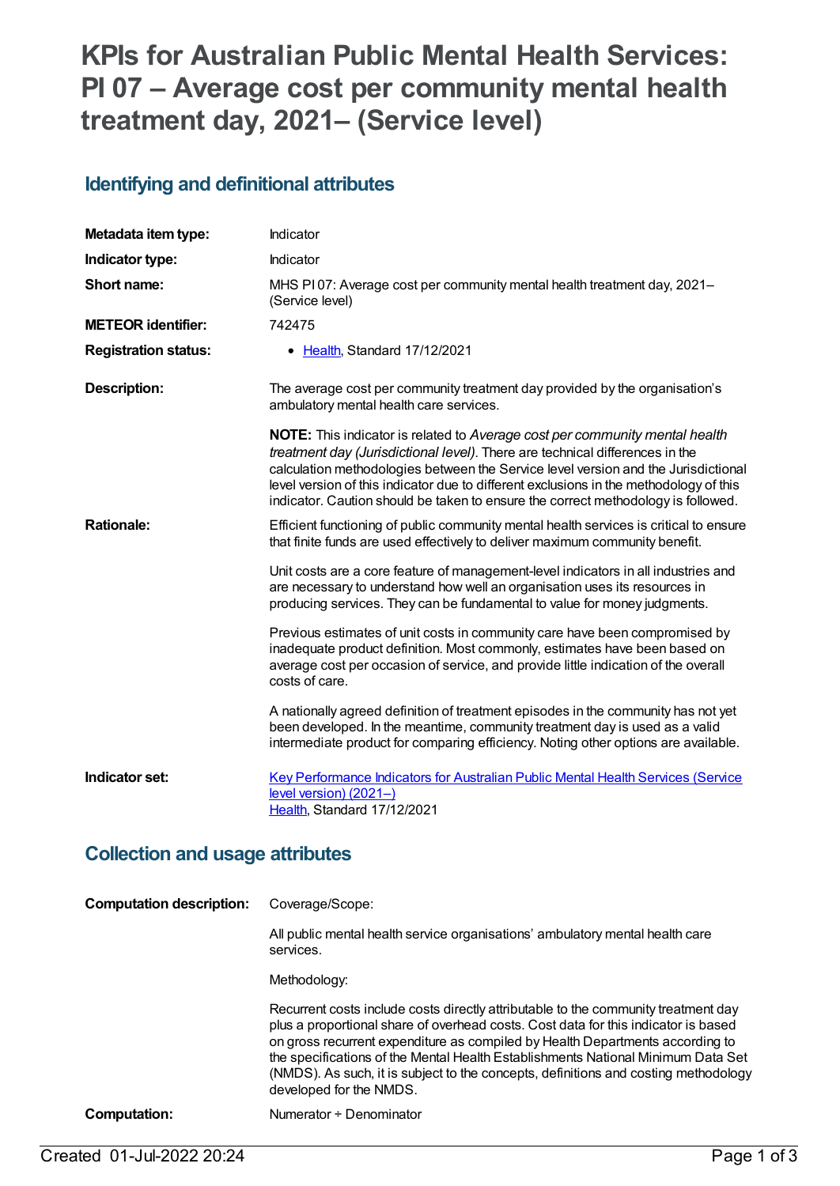# KPIs for Australian Public Mental Health Services: PI 07 – Average cost per community mental health treatment day, 2021– (Service level)

## Identifying and definitional attributes

| | |
|---|---|
| **Metadata item type:** | Indicator |
| **Indicator type:** | Indicator |
| **Short name:** | MHS PI 07: Average cost per community mental health treatment day, 2021– (Service level) |
| **METEOR identifier:** | 742475 |
| **Registration status:** | • Health, Standard 17/12/2021 |
| **Description:** | The average cost per community treatment day provided by the organisation's ambulatory mental health care services.<br><br>**NOTE:** This indicator is related to *Average cost per community mental health treatment day (Jurisdictional level)*. There are technical differences in the calculation methodologies between the Service level version and the Jurisdictional level version of this indicator due to different exclusions in the methodology of this indicator. Caution should be taken to ensure the correct methodology is followed. |
| **Rationale:** | Efficient functioning of public community mental health services is critical to ensure that finite funds are used effectively to deliver maximum community benefit.<br><br>Unit costs are a core feature of management-level indicators in all industries and are necessary to understand how well an organisation uses its resources in producing services. They can be fundamental to value for money judgments.<br><br>Previous estimates of unit costs in community care have been compromised by inadequate product definition. Most commonly, estimates have been based on average cost per occasion of service, and provide little indication of the overall costs of care.<br><br>A nationally agreed definition of treatment episodes in the community has not yet been developed. In the meantime, community treatment day is used as a valid intermediate product for comparing efficiency. Noting other options are available. |
| **Indicator set:** | Key Performance Indicators for Australian Public Mental Health Services (Service level version) (2021–)<br>Health, Standard 17/12/2021 |

## Collection and usage attributes

| | |
|---|---|
| **Computation description:** | Coverage/Scope:<br><br>All public mental health service organisations' ambulatory mental health care services.<br><br>Methodology:<br><br>Recurrent costs include costs directly attributable to the community treatment day plus a proportional share of overhead costs. Cost data for this indicator is based on gross recurrent expenditure as compiled by Health Departments according to the specifications of the Mental Health Establishments National Minimum Data Set (NMDS). As such, it is subject to the concepts, definitions and costing methodology developed for the NMDS. |
| **Computation:** | Numerator ÷ Denominator |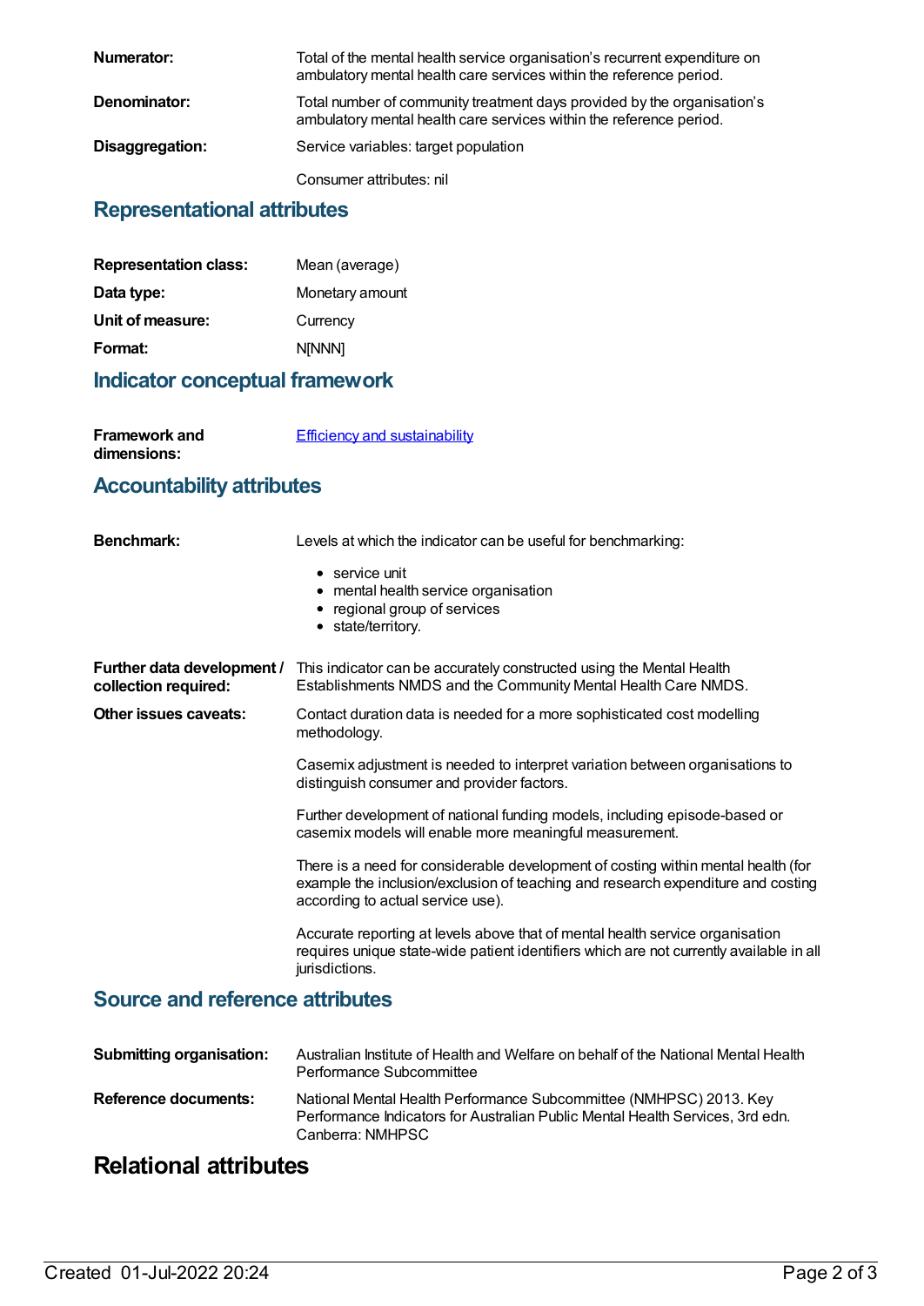**Numerator:** Total of the mental health service organisation's recurrent expenditure on ambulatory mental health care services within the reference period.

**Denominator:** Total number of community treatment days provided by the organisation's ambulatory mental health care services within the reference period.

**Disaggregation:** Service variables: target population

Consumer attributes: nil

## Representational attributes

**Representation class:** Mean (average)

**Data type:** Monetary amount

**Unit of measure:** Currency

**Format:** N[NNN]

## Indicator conceptual framework

**Framework and dimensions:** Efficiency and sustainability

## Accountability attributes

**Benchmark:** Levels at which the indicator can be useful for benchmarking:

- service unit
- mental health service organisation
- regional group of services
- state/territory.

**Further data development / collection required:** This indicator can be accurately constructed using the Mental Health Establishments NMDS and the Community Mental Health Care NMDS.

**Other issues caveats:** Contact duration data is needed for a more sophisticated cost modelling methodology.

Casemix adjustment is needed to interpret variation between organisations to distinguish consumer and provider factors.

Further development of national funding models, including episode-based or casemix models will enable more meaningful measurement.

There is a need for considerable development of costing within mental health (for example the inclusion/exclusion of teaching and research expenditure and costing according to actual service use).

Accurate reporting at levels above that of mental health service organisation requires unique state-wide patient identifiers which are not currently available in all jurisdictions.

## Source and reference attributes

**Submitting organisation:** Australian Institute of Health and Welfare on behalf of the National Mental Health Performance Subcommittee

**Reference documents:** National Mental Health Performance Subcommittee (NMHPSC) 2013. Key Performance Indicators for Australian Public Mental Health Services, 3rd edn. Canberra: NMHPSC

# Relational attributes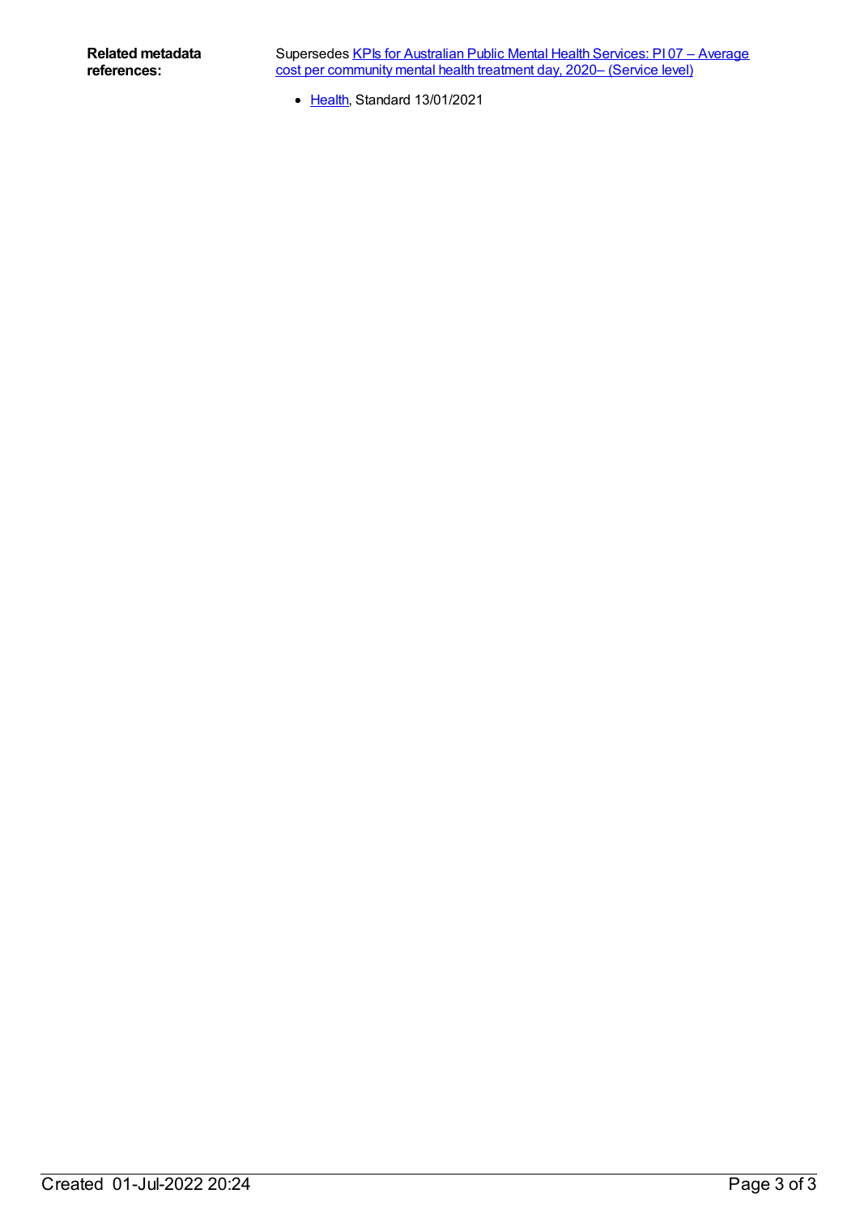**Related metadata references:**

Supersedes KPIs for Australian Public Mental Health Services: PI 07 – Average cost per community mental health treatment day, 2020– (Service level)

- Health, Standard 13/01/2021